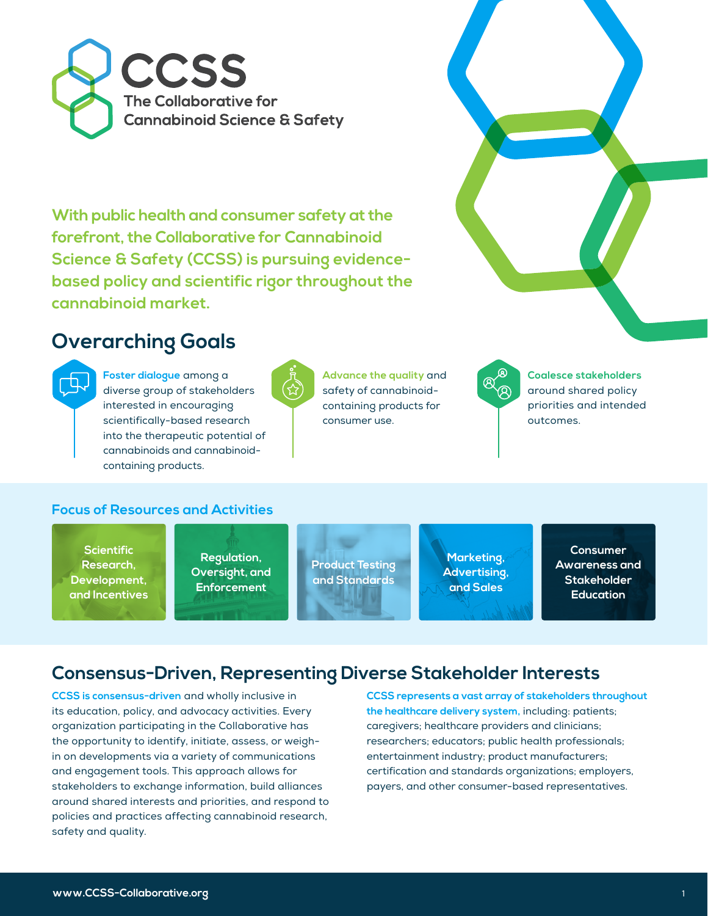# CCSS

**The Collaborative for Cannabinoid Science & Safety**

**With public health and consumer safety at the forefront, the Collaborative for Cannabinoid Science & Safety (CCSS) is pursuing evidence-based policy and scientific rigor throughout the cannabinoid market.**

## Overarching Goals

**Foster dialogue** among a diverse group of stakeholders interested in encouraging scientifically-based research into the therapeutic potential of cannabinoids and cannabinoid-containing products.

**Advance the quality** and safety of cannabinoid-containing products for consumer use.

**Coalesce stakeholders** around shared policy priorities and intended outcomes.

### Focus of Resources and Activities

- Scientific Research, Development, and Incentives
- Regulation, Oversight, and Enforcement
- Product Testing and Standards
- Marketing, Advertising, and Sales
- Consumer Awareness and Stakeholder Education

## Consensus-Driven, Representing Diverse Stakeholder Interests

**CCSS is consensus-driven** and wholly inclusive in its education, policy, and advocacy activities. Every organization participating in the Collaborative has the opportunity to identify, initiate, assess, or weigh-in on developments via a variety of communications and engagement tools. This approach allows for stakeholders to exchange information, build alliances around shared interests and priorities, and respond to policies and practices affecting cannabinoid research, safety and quality.

**CCSS represents a vast array of stakeholders throughout the healthcare delivery system,** including: patients; caregivers; healthcare providers and clinicians; researchers; educators; public health professionals; entertainment industry; product manufacturers; certification and standards organizations; employers, payers, and other consumer-based representatives.

www.CCSS-Collaborative.org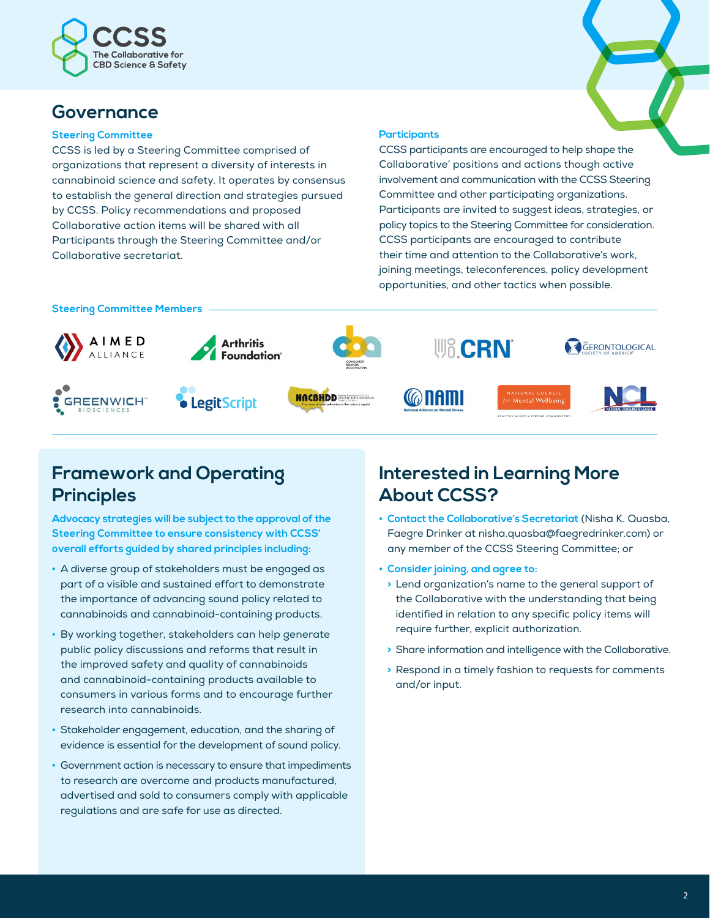# Governance

### Steering Committee

CCSS is led by a Steering Committee comprised of organizations that represent a diversity of interests in cannabinoid science and safety. It operates by consensus to establish the general direction and strategies pursued by CCSS. Policy recommendations and proposed Collaborative action items will be shared with all Participants through the Steering Committee and/or Collaborative secretariat.

### Participants

CCSS participants are encouraged to help shape the Collaborative' positions and actions though active involvement and communication with the CCSS Steering Committee and other participating organizations. Participants are invited to suggest ideas, strategies, or policy topics to the Steering Committee for consideration. CCSS participants are encouraged to contribute their time and attention to the Collaborative's work, joining meetings, teleconferences, policy development opportunities, and other tactics when possible.

### Steering Committee Members

AIMED Alliance

Arthritis Foundation

Consumer Brands Association

CRN

The Gerontological Society of America

Greenwich Biosciences

LegitScript

NACBHDD

NAMI – National Alliance on Mental Illness

National Council for Mental Wellbeing

NCL – National Consumers League

## Framework and Operating Principles

**Advocacy strategies will be subject to the approval of the Steering Committee to ensure consistency with CCSS' overall efforts guided by shared principles including:**

- A diverse group of stakeholders must be engaged as part of a visible and sustained effort to demonstrate the importance of advancing sound policy related to cannabinoids and cannabinoid-containing products.
- By working together, stakeholders can help generate public policy discussions and reforms that result in the improved safety and quality of cannabinoids and cannabinoid-containing products available to consumers in various forms and to encourage further research into cannabinoids.
- Stakeholder engagement, education, and the sharing of evidence is essential for the development of sound policy.
- Government action is necessary to ensure that impediments to research are overcome and products manufactured, advertised and sold to consumers comply with applicable regulations and are safe for use as directed.

## Interested in Learning More About CCSS?

- **Contact the Collaborative's Secretariat** (Nisha K. Quasba, Faegre Drinker at nisha.quasba@faegredrinker.com) or any member of the CCSS Steering Committee; or
- **Consider joining, and agree to:**
  - Lend organization's name to the general support of the Collaborative with the understanding that being identified in relation to any specific policy items will require further, explicit authorization.
  - Share information and intelligence with the Collaborative.
  - Respond in a timely fashion to requests for comments and/or input.